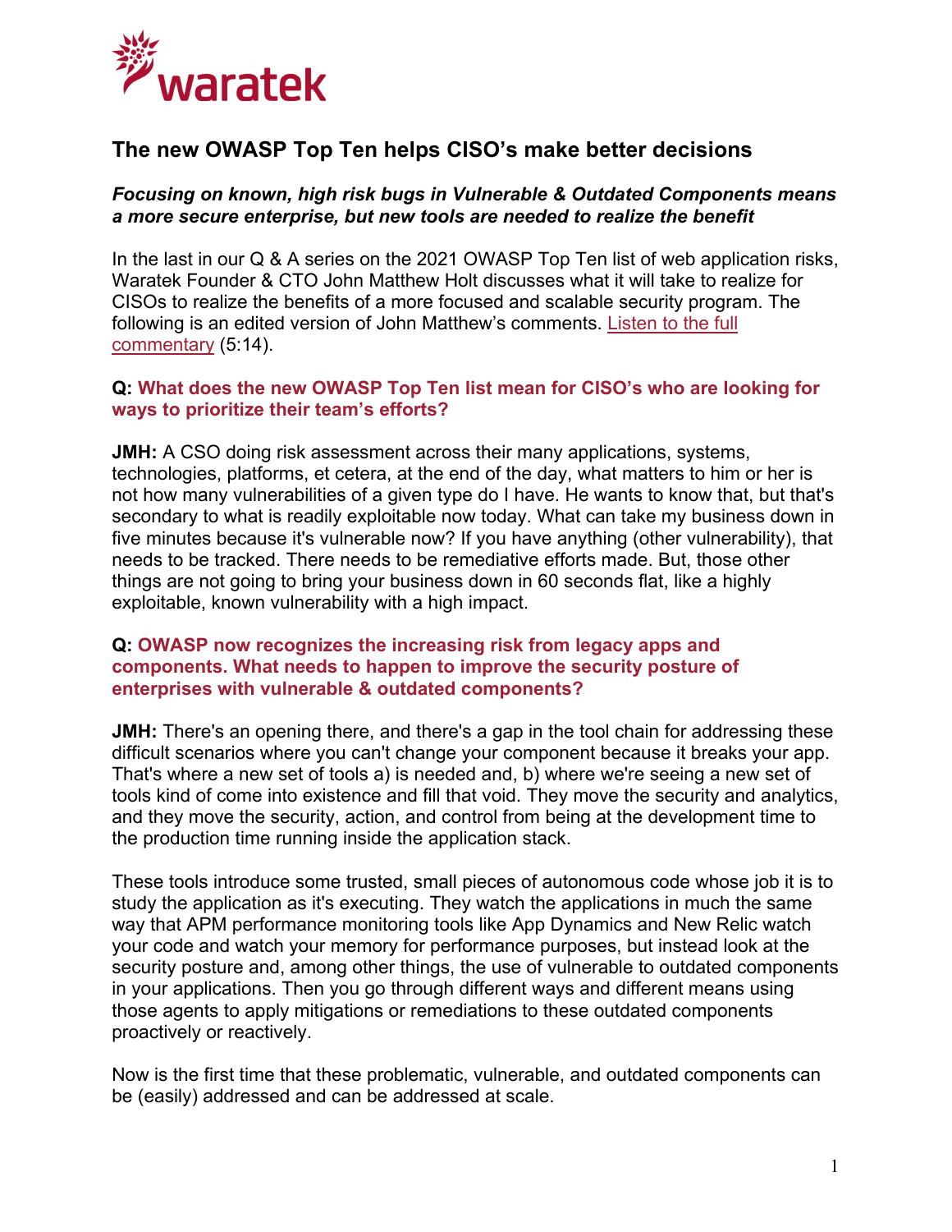# The new OWASP Top Ten helps CISO's make better decisions

***Focusing on known, high risk bugs in Vulnerable & Outdated Components means a more secure enterprise, but new tools are needed to realize the benefit***

In the last in our Q & A series on the 2021 OWASP Top Ten list of web application risks, Waratek Founder & CTO John Matthew Holt discusses what it will take to realize for CISOs to realize the benefits of a more focused and scalable security program. The following is an edited version of John Matthew's comments. [Listen to the full commentary](#) (5:14).

**Q: What does the new OWASP Top Ten list mean for CISO's who are looking for ways to prioritize their team's efforts?**

**JMH:** A CSO doing risk assessment across their many applications, systems, technologies, platforms, et cetera, at the end of the day, what matters to him or her is not how many vulnerabilities of a given type do I have. He wants to know that, but that's secondary to what is readily exploitable now today. What can take my business down in five minutes because it's vulnerable now? If you have anything (other vulnerability), that needs to be tracked. There needs to be remediative efforts made. But, those other things are not going to bring your business down in 60 seconds flat, like a highly exploitable, known vulnerability with a high impact.

**Q: OWASP now recognizes the increasing risk from legacy apps and components. What needs to happen to improve the security posture of enterprises with vulnerable & outdated components?**

**JMH:** There's an opening there, and there's a gap in the tool chain for addressing these difficult scenarios where you can't change your component because it breaks your app. That's where a new set of tools a) is needed and, b) where we're seeing a new set of tools kind of come into existence and fill that void. They move the security and analytics, and they move the security, action, and control from being at the development time to the production time running inside the application stack.

These tools introduce some trusted, small pieces of autonomous code whose job it is to study the application as it's executing. They watch the applications in much the same way that APM performance monitoring tools like App Dynamics and New Relic watch your code and watch your memory for performance purposes, but instead look at the security posture and, among other things, the use of vulnerable to outdated components in your applications. Then you go through different ways and different means using those agents to apply mitigations or remediations to these outdated components proactively or reactively.

Now is the first time that these problematic, vulnerable, and outdated components can be (easily) addressed and can be addressed at scale.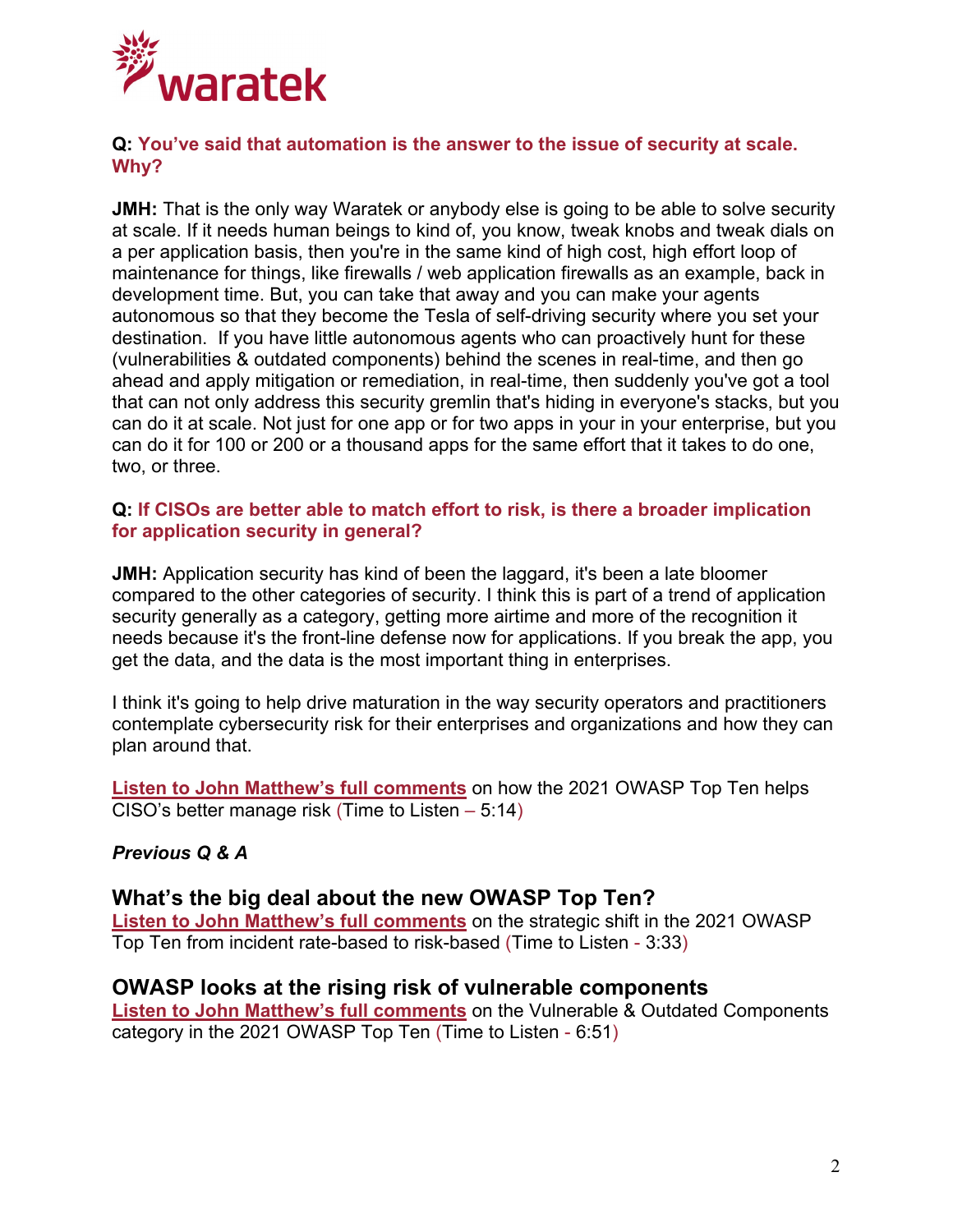**Q: You've said that automation is the answer to the issue of security at scale. Why?**

**JMH:** That is the only way Waratek or anybody else is going to be able to solve security at scale. If it needs human beings to kind of, you know, tweak knobs and tweak dials on a per application basis, then you're in the same kind of high cost, high effort loop of maintenance for things, like firewalls / web application firewalls as an example, back in development time. But, you can take that away and you can make your agents autonomous so that they become the Tesla of self-driving security where you set your destination. If you have little autonomous agents who can proactively hunt for these (vulnerabilities & outdated components) behind the scenes in real-time, and then go ahead and apply mitigation or remediation, in real-time, then suddenly you've got a tool that can not only address this security gremlin that's hiding in everyone's stacks, but you can do it at scale. Not just for one app or for two apps in your in your enterprise, but you can do it for 100 or 200 or a thousand apps for the same effort that it takes to do one, two, or three.

**Q: If CISOs are better able to match effort to risk, is there a broader implication for application security in general?**

**JMH:** Application security has kind of been the laggard, it's been a late bloomer compared to the other categories of security. I think this is part of a trend of application security generally as a category, getting more airtime and more of the recognition it needs because it's the front-line defense now for applications. If you break the app, you get the data, and the data is the most important thing in enterprises.

I think it's going to help drive maturation in the way security operators and practitioners contemplate cybersecurity risk for their enterprises and organizations and how they can plan around that.

**Listen to John Matthew's full comments** on how the 2021 OWASP Top Ten helps CISO's better manage risk (Time to Listen – 5:14)

***Previous Q & A***

## What's the big deal about the new OWASP Top Ten?

**Listen to John Matthew's full comments** on the strategic shift in the 2021 OWASP Top Ten from incident rate-based to risk-based (Time to Listen - 3:33)

## OWASP looks at the rising risk of vulnerable components

**Listen to John Matthew's full comments** on the Vulnerable & Outdated Components category in the 2021 OWASP Top Ten (Time to Listen - 6:51)